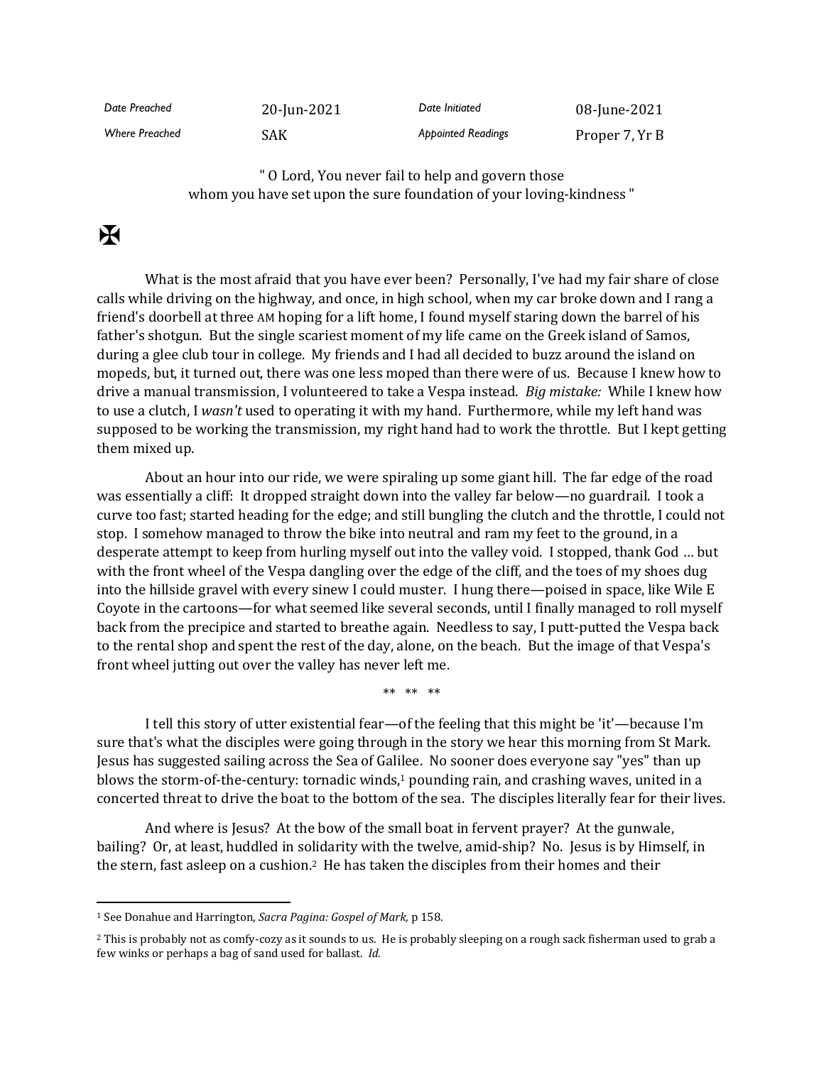| Date Preached | 20-Jun-2021 | Date Initiated | 08-June-2021 |
| --- | --- | --- | --- |
| Where Preached | SAK | Appointed Readings | Proper 7, Yr B |

" O Lord, You never fail to help and govern those whom you have set upon the sure foundation of your loving-kindness "

✠

What is the most afraid that you have ever been? Personally, I've had my fair share of close calls while driving on the highway, and once, in high school, when my car broke down and I rang a friend's doorbell at three AM hoping for a lift home, I found myself staring down the barrel of his father's shotgun. But the single scariest moment of my life came on the Greek island of Samos, during a glee club tour in college. My friends and I had all decided to buzz around the island on mopeds, but, it turned out, there was one less moped than there were of us. Because I knew how to drive a manual transmission, I volunteered to take a Vespa instead. *Big mistake:* While I knew how to use a clutch, I *wasn't* used to operating it with my hand. Furthermore, while my left hand was supposed to be working the transmission, my right hand had to work the throttle. But I kept getting them mixed up.

About an hour into our ride, we were spiraling up some giant hill. The far edge of the road was essentially a cliff: It dropped straight down into the valley far below—no guardrail. I took a curve too fast; started heading for the edge; and still bungling the clutch and the throttle, I could not stop. I somehow managed to throw the bike into neutral and ram my feet to the ground, in a desperate attempt to keep from hurling myself out into the valley void. I stopped, thank God … but with the front wheel of the Vespa dangling over the edge of the cliff, and the toes of my shoes dug into the hillside gravel with every sinew I could muster. I hung there—poised in space, like Wile E Coyote in the cartoons—for what seemed like several seconds, until I finally managed to roll myself back from the precipice and started to breathe again. Needless to say, I putt-putted the Vespa back to the rental shop and spent the rest of the day, alone, on the beach. But the image of that Vespa's front wheel jutting out over the valley has never left me.

** ** **

I tell this story of utter existential fear—of the feeling that this might be 'it'—because I'm sure that's what the disciples were going through in the story we hear this morning from St Mark. Jesus has suggested sailing across the Sea of Galilee. No sooner does everyone say "yes" than up blows the storm-of-the-century: tornadic winds,[1] pounding rain, and crashing waves, united in a concerted threat to drive the boat to the bottom of the sea. The disciples literally fear for their lives.

And where is Jesus? At the bow of the small boat in fervent prayer? At the gunwale, bailing? Or, at least, huddled in solidarity with the twelve, amid-ship? No. Jesus is by Himself, in the stern, fast asleep on a cushion.[2] He has taken the disciples from their homes and their

---

[1] See Donahue and Harrington, *Sacra Pagina: Gospel of Mark,* p 158.

[2] This is probably not as comfy-cozy as it sounds to us. He is probably sleeping on a rough sack fisherman used to grab a few winks or perhaps a bag of sand used for ballast. *Id.*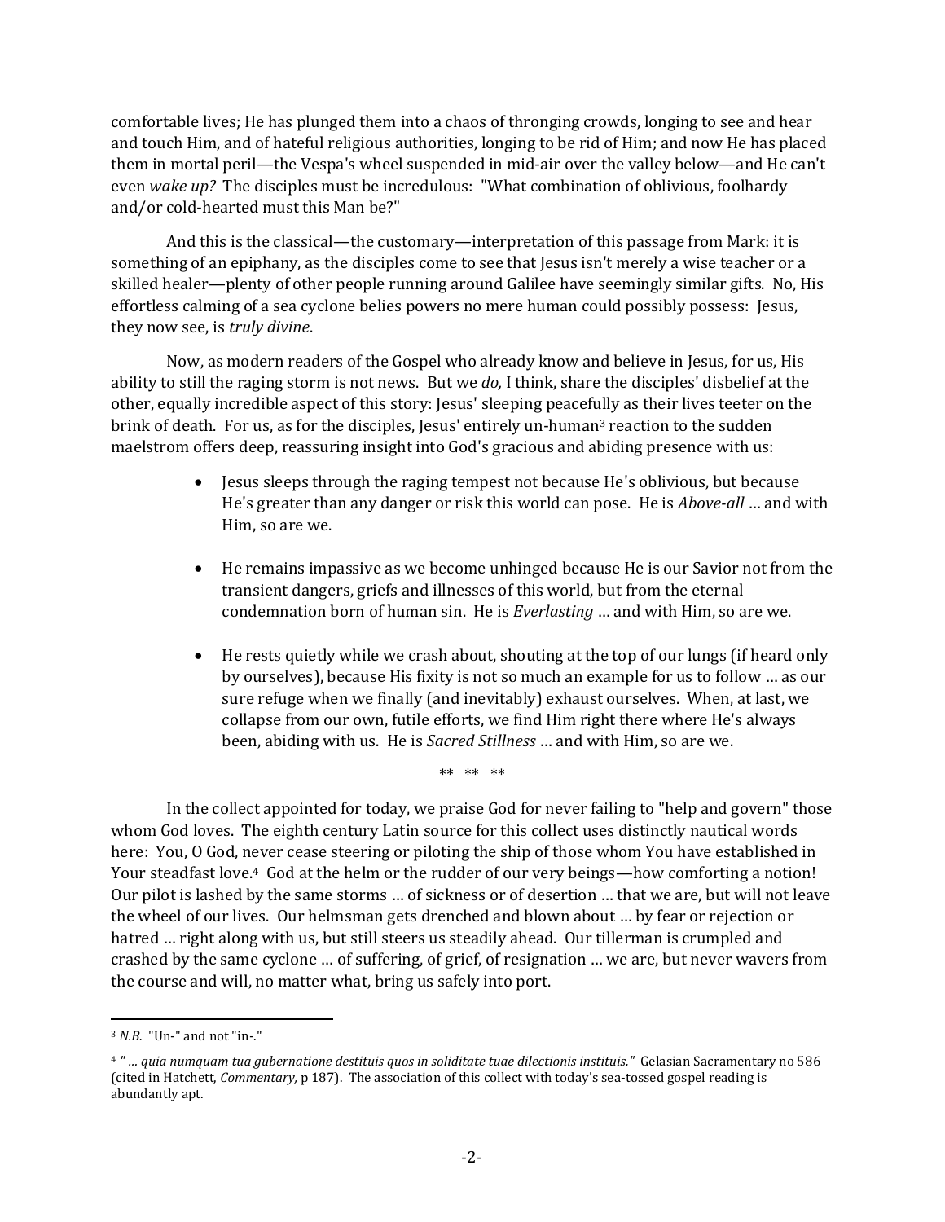comfortable lives; He has plunged them into a chaos of thronging crowds, longing to see and hear and touch Him, and of hateful religious authorities, longing to be rid of Him; and now He has placed them in mortal peril—the Vespa's wheel suspended in mid-air over the valley below—and He can't even *wake up?* The disciples must be incredulous: "What combination of oblivious, foolhardy and/or cold-hearted must this Man be?"

And this is the classical—the customary—interpretation of this passage from Mark: it is something of an epiphany, as the disciples come to see that Jesus isn't merely a wise teacher or a skilled healer—plenty of other people running around Galilee have seemingly similar gifts. No, His effortless calming of a sea cyclone belies powers no mere human could possibly possess: Jesus, they now see, is *truly divine*.

Now, as modern readers of the Gospel who already know and believe in Jesus, for us, His ability to still the raging storm is not news. But we *do,* I think, share the disciples' disbelief at the other, equally incredible aspect of this story: Jesus' sleeping peacefully as their lives teeter on the brink of death. For us, as for the disciples, Jesus' entirely un-human[3] reaction to the sudden maelstrom offers deep, reassuring insight into God's gracious and abiding presence with us:

- Jesus sleeps through the raging tempest not because He's oblivious, but because He's greater than any danger or risk this world can pose. He is *Above-all* … and with Him, so are we.

- He remains impassive as we become unhinged because He is our Savior not from the transient dangers, griefs and illnesses of this world, but from the eternal condemnation born of human sin. He is *Everlasting* … and with Him, so are we.

- He rests quietly while we crash about, shouting at the top of our lungs (if heard only by ourselves), because His fixity is not so much an example for us to follow … as our sure refuge when we finally (and inevitably) exhaust ourselves. When, at last, we collapse from our own, futile efforts, we find Him right there where He's always been, abiding with us. He is *Sacred Stillness* … and with Him, so are we.

** ** **

In the collect appointed for today, we praise God for never failing to "help and govern" those whom God loves. The eighth century Latin source for this collect uses distinctly nautical words here: You, O God, never cease steering or piloting the ship of those whom You have established in Your steadfast love.[4] God at the helm or the rudder of our very beings—how comforting a notion! Our pilot is lashed by the same storms … of sickness or of desertion … that we are, but will not leave the wheel of our lives. Our helmsman gets drenched and blown about … by fear or rejection or hatred … right along with us, but still steers us steadily ahead. Our tillerman is crumpled and crashed by the same cyclone … of suffering, of grief, of resignation … we are, but never wavers from the course and will, no matter what, bring us safely into port.

---

[3] *N.B.* "Un-" and not "in-."

[4] *" … quia numquam tua gubernatione destituis quos in soliditate tuae dilectionis instituis."* Gelasian Sacramentary no 586 (cited in Hatchett, *Commentary,* p 187). The association of this collect with today's sea-tossed gospel reading is abundantly apt.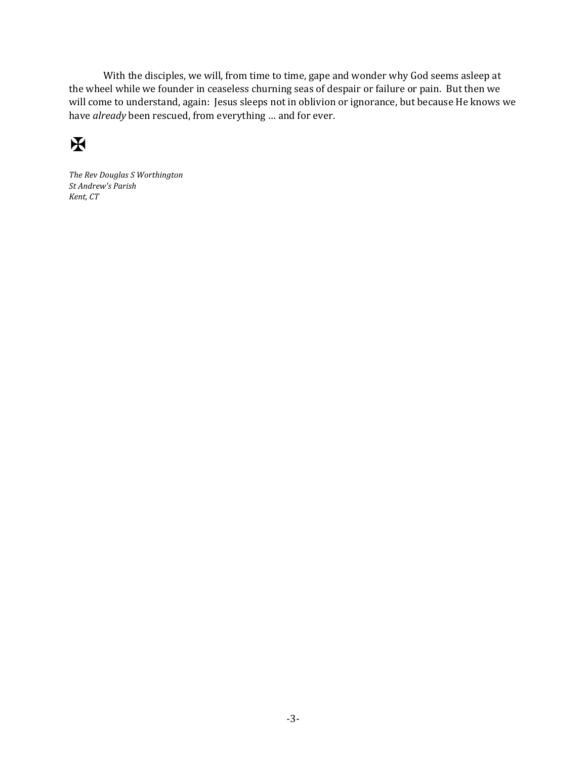With the disciples, we will, from time to time, gape and wonder why God seems asleep at the wheel while we founder in ceaseless churning seas of despair or failure or pain. But then we will come to understand, again: Jesus sleeps not in oblivion or ignorance, but because He knows we have *already* been rescued, from everything … and for ever.

✠

*The Rev Douglas S Worthington*
*St Andrew's Parish*
*Kent, CT*